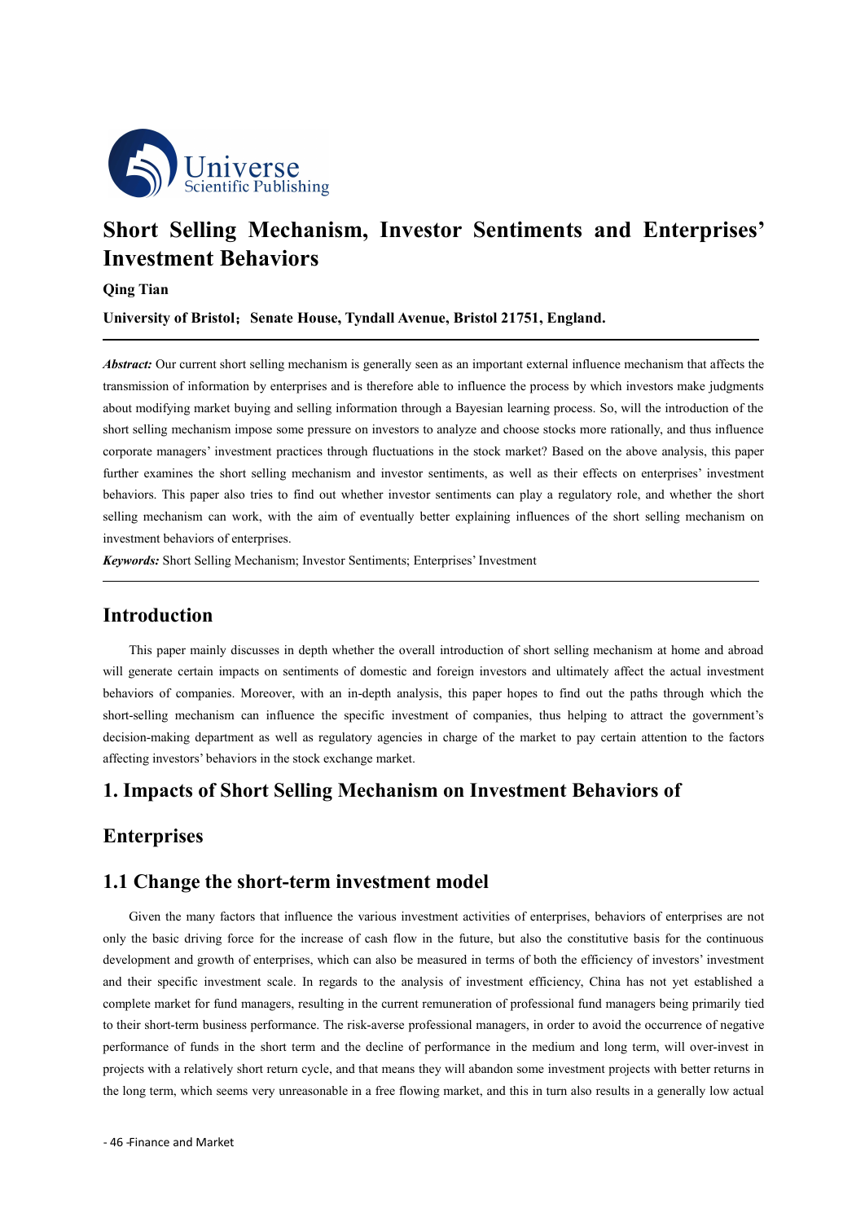# Short Selling Mechanism, Investor Sentiments and Enterprises' Investment Behaviors

**Qing Tian**

**University of Bristol；Senate House, Tyndall Avenue, Bristol 21751, England.**

***Abstract:*** Our current short selling mechanism is generally seen as an important external influence mechanism that affects the transmission of information by enterprises and is therefore able to influence the process by which investors make judgments about modifying market buying and selling information through a Bayesian learning process. So, will the introduction of the short selling mechanism impose some pressure on investors to analyze and choose stocks more rationally, and thus influence corporate managers' investment practices through fluctuations in the stock market? Based on the above analysis, this paper further examines the short selling mechanism and investor sentiments, as well as their effects on enterprises' investment behaviors. This paper also tries to find out whether investor sentiments can play a regulatory role, and whether the short selling mechanism can work, with the aim of eventually better explaining influences of the short selling mechanism on investment behaviors of enterprises.

***Keywords:*** Short Selling Mechanism; Investor Sentiments; Enterprises' Investment

## Introduction

This paper mainly discusses in depth whether the overall introduction of short selling mechanism at home and abroad will generate certain impacts on sentiments of domestic and foreign investors and ultimately affect the actual investment behaviors of companies. Moreover, with an in-depth analysis, this paper hopes to find out the paths through which the short-selling mechanism can influence the specific investment of companies, thus helping to attract the government's decision-making department as well as regulatory agencies in charge of the market to pay certain attention to the factors affecting investors' behaviors in the stock exchange market.

## 1. Impacts of Short Selling Mechanism on Investment Behaviors of Enterprises

### 1.1 Change the short-term investment model

Given the many factors that influence the various investment activities of enterprises, behaviors of enterprises are not only the basic driving force for the increase of cash flow in the future, but also the constitutive basis for the continuous development and growth of enterprises, which can also be measured in terms of both the efficiency of investors' investment and their specific investment scale. In regards to the analysis of investment efficiency, China has not yet established a complete market for fund managers, resulting in the current remuneration of professional fund managers being primarily tied to their short-term business performance. The risk-averse professional managers, in order to avoid the occurrence of negative performance of funds in the short term and the decline of performance in the medium and long term, will over-invest in projects with a relatively short return cycle, and that means they will abandon some investment projects with better returns in the long term, which seems very unreasonable in a free flowing market, and this in turn also results in a generally low actual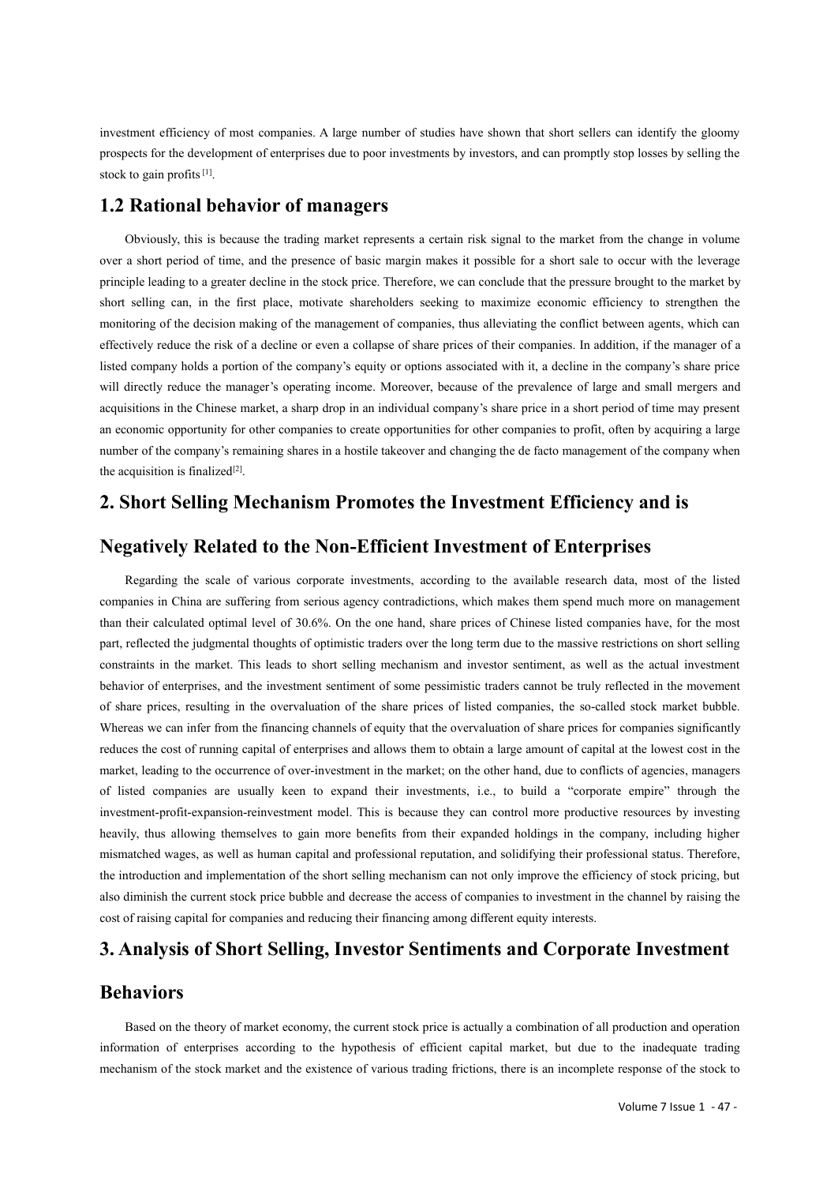investment efficiency of most companies. A large number of studies have shown that short sellers can identify the gloomy prospects for the development of enterprises due to poor investments by investors, and can promptly stop losses by selling the stock to gain profits [1].

## 1.2 Rational behavior of managers

Obviously, this is because the trading market represents a certain risk signal to the market from the change in volume over a short period of time, and the presence of basic margin makes it possible for a short sale to occur with the leverage principle leading to a greater decline in the stock price. Therefore, we can conclude that the pressure brought to the market by short selling can, in the first place, motivate shareholders seeking to maximize economic efficiency to strengthen the monitoring of the decision making of the management of companies, thus alleviating the conflict between agents, which can effectively reduce the risk of a decline or even a collapse of share prices of their companies. In addition, if the manager of a listed company holds a portion of the company's equity or options associated with it, a decline in the company's share price will directly reduce the manager's operating income. Moreover, because of the prevalence of large and small mergers and acquisitions in the Chinese market, a sharp drop in an individual company's share price in a short period of time may present an economic opportunity for other companies to create opportunities for other companies to profit, often by acquiring a large number of the company's remaining shares in a hostile takeover and changing the de facto management of the company when the acquisition is finalized[2].

# 2. Short Selling Mechanism Promotes the Investment Efficiency and is Negatively Related to the Non-Efficient Investment of Enterprises

Regarding the scale of various corporate investments, according to the available research data, most of the listed companies in China are suffering from serious agency contradictions, which makes them spend much more on management than their calculated optimal level of 30.6%. On the one hand, share prices of Chinese listed companies have, for the most part, reflected the judgmental thoughts of optimistic traders over the long term due to the massive restrictions on short selling constraints in the market. This leads to short selling mechanism and investor sentiment, as well as the actual investment behavior of enterprises, and the investment sentiment of some pessimistic traders cannot be truly reflected in the movement of share prices, resulting in the overvaluation of the share prices of listed companies, the so-called stock market bubble. Whereas we can infer from the financing channels of equity that the overvaluation of share prices for companies significantly reduces the cost of running capital of enterprises and allows them to obtain a large amount of capital at the lowest cost in the market, leading to the occurrence of over-investment in the market; on the other hand, due to conflicts of agencies, managers of listed companies are usually keen to expand their investments, i.e., to build a "corporate empire" through the investment-profit-expansion-reinvestment model. This is because they can control more productive resources by investing heavily, thus allowing themselves to gain more benefits from their expanded holdings in the company, including higher mismatched wages, as well as human capital and professional reputation, and solidifying their professional status. Therefore, the introduction and implementation of the short selling mechanism can not only improve the efficiency of stock pricing, but also diminish the current stock price bubble and decrease the access of companies to investment in the channel by raising the cost of raising capital for companies and reducing their financing among different equity interests.

# 3. Analysis of Short Selling, Investor Sentiments and Corporate Investment Behaviors

Based on the theory of market economy, the current stock price is actually a combination of all production and operation information of enterprises according to the hypothesis of efficient capital market, but due to the inadequate trading mechanism of the stock market and the existence of various trading frictions, there is an incomplete response of the stock to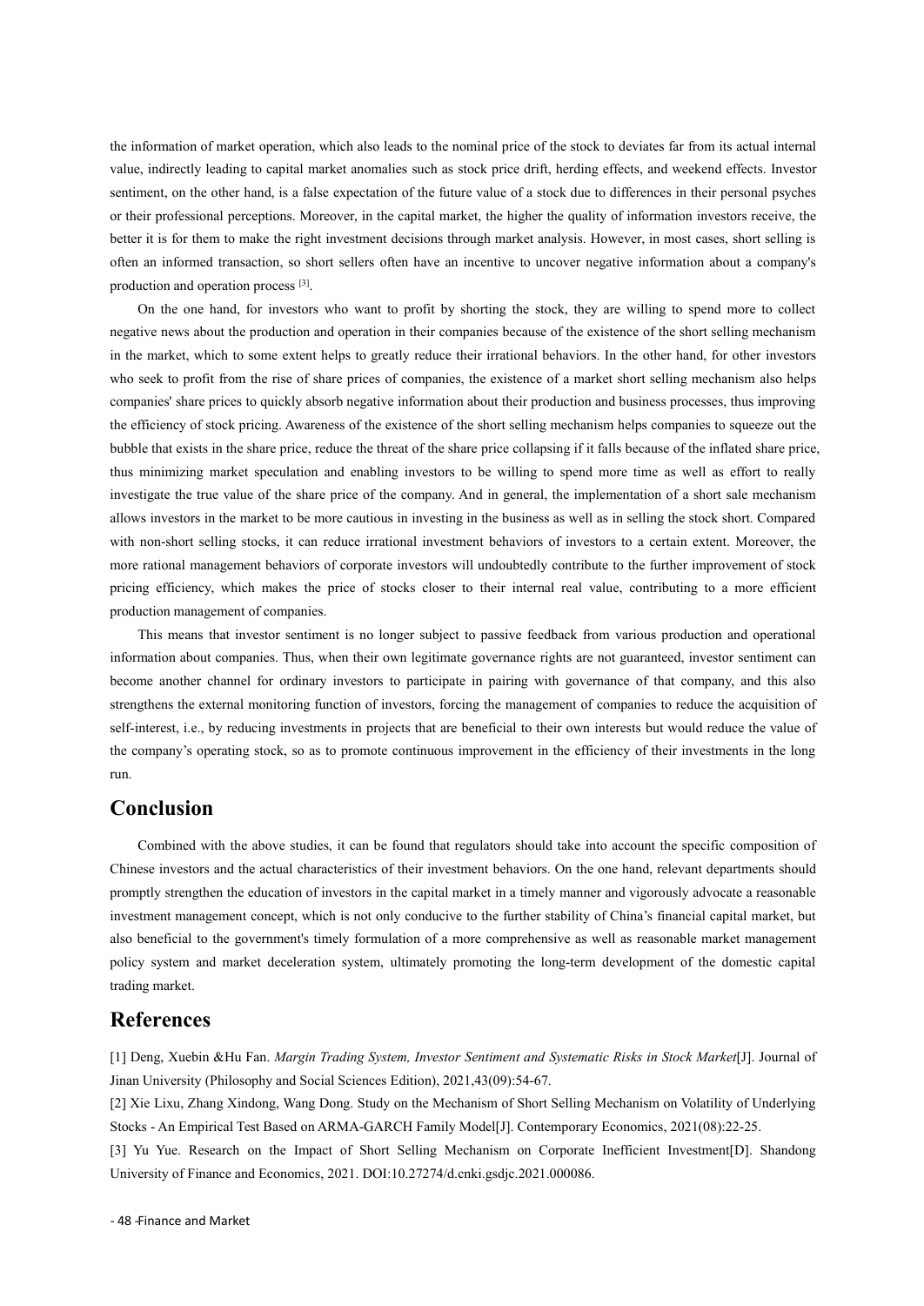the information of market operation, which also leads to the nominal price of the stock to deviates far from its actual internal value, indirectly leading to capital market anomalies such as stock price drift, herding effects, and weekend effects. Investor sentiment, on the other hand, is a false expectation of the future value of a stock due to differences in their personal psyches or their professional perceptions. Moreover, in the capital market, the higher the quality of information investors receive, the better it is for them to make the right investment decisions through market analysis. However, in most cases, short selling is often an informed transaction, so short sellers often have an incentive to uncover negative information about a company's production and operation process [3].

On the one hand, for investors who want to profit by shorting the stock, they are willing to spend more to collect negative news about the production and operation in their companies because of the existence of the short selling mechanism in the market, which to some extent helps to greatly reduce their irrational behaviors. In the other hand, for other investors who seek to profit from the rise of share prices of companies, the existence of a market short selling mechanism also helps companies' share prices to quickly absorb negative information about their production and business processes, thus improving the efficiency of stock pricing. Awareness of the existence of the short selling mechanism helps companies to squeeze out the bubble that exists in the share price, reduce the threat of the share price collapsing if it falls because of the inflated share price, thus minimizing market speculation and enabling investors to be willing to spend more time as well as effort to really investigate the true value of the share price of the company. And in general, the implementation of a short sale mechanism allows investors in the market to be more cautious in investing in the business as well as in selling the stock short. Compared with non-short selling stocks, it can reduce irrational investment behaviors of investors to a certain extent. Moreover, the more rational management behaviors of corporate investors will undoubtedly contribute to the further improvement of stock pricing efficiency, which makes the price of stocks closer to their internal real value, contributing to a more efficient production management of companies.

This means that investor sentiment is no longer subject to passive feedback from various production and operational information about companies. Thus, when their own legitimate governance rights are not guaranteed, investor sentiment can become another channel for ordinary investors to participate in pairing with governance of that company, and this also strengthens the external monitoring function of investors, forcing the management of companies to reduce the acquisition of self-interest, i.e., by reducing investments in projects that are beneficial to their own interests but would reduce the value of the company's operating stock, so as to promote continuous improvement in the efficiency of their investments in the long run.

## Conclusion

Combined with the above studies, it can be found that regulators should take into account the specific composition of Chinese investors and the actual characteristics of their investment behaviors. On the one hand, relevant departments should promptly strengthen the education of investors in the capital market in a timely manner and vigorously advocate a reasonable investment management concept, which is not only conducive to the further stability of China's financial capital market, but also beneficial to the government's timely formulation of a more comprehensive as well as reasonable market management policy system and market deceleration system, ultimately promoting the long-term development of the domestic capital trading market.

## References

[1] Deng, Xuebin &Hu Fan. *Margin Trading System, Investor Sentiment and Systematic Risks in Stock Market*[J]. Journal of Jinan University (Philosophy and Social Sciences Edition), 2021,43(09):54-67.

[2] Xie Lixu, Zhang Xindong, Wang Dong. Study on the Mechanism of Short Selling Mechanism on Volatility of Underlying Stocks - An Empirical Test Based on ARMA-GARCH Family Model[J]. Contemporary Economics, 2021(08):22-25.

[3] Yu Yue. Research on the Impact of Short Selling Mechanism on Corporate Inefficient Investment[D]. Shandong University of Finance and Economics, 2021. DOI:10.27274/d.cnki.gsdjc.2021.000086.